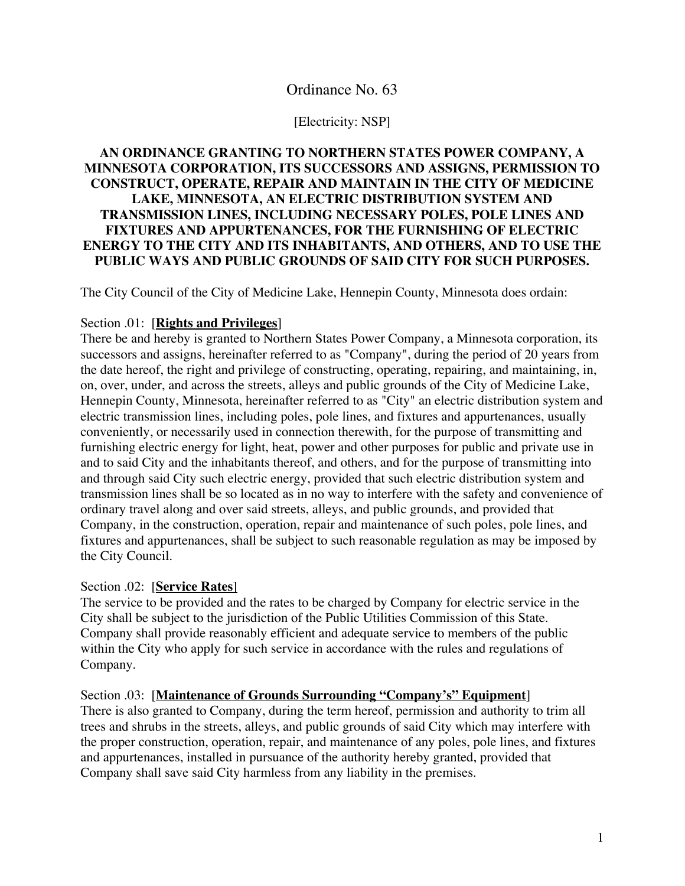# Ordinance No. 63

[Electricity: NSP]

**AN ORDINANCE GRANTING TO NORTHERN STATES POWER COMPANY, A MINNESOTA CORPORATION, ITS SUCCESSORS AND ASSIGNS, PERMISSION TO CONSTRUCT, OPERATE, REPAIR AND MAINTAIN IN THE CITY OF MEDICINE LAKE, MINNESOTA, AN ELECTRIC DISTRIBUTION SYSTEM AND TRANSMISSION LINES, INCLUDING NECESSARY POLES, POLE LINES AND FIXTURES AND APPURTENANCES, FOR THE FURNISHING OF ELECTRIC ENERGY TO THE CITY AND ITS INHABITANTS, AND OTHERS, AND TO USE THE PUBLIC WAYS AND PUBLIC GROUNDS OF SAID CITY FOR SUCH PURPOSES.**

The City Council of the City of Medicine Lake, Hennepin County, Minnesota does ordain:

Section .01: [**Rights and Privileges**]
There be and hereby is granted to Northern States Power Company, a Minnesota corporation, its successors and assigns, hereinafter referred to as "Company", during the period of 20 years from the date hereof, the right and privilege of constructing, operating, repairing, and maintaining, in, on, over, under, and across the streets, alleys and public grounds of the City of Medicine Lake, Hennepin County, Minnesota, hereinafter referred to as "City" an electric distribution system and electric transmission lines, including poles, pole lines, and fixtures and appurtenances, usually conveniently, or necessarily used in connection therewith, for the purpose of transmitting and furnishing electric energy for light, heat, power and other purposes for public and private use in and to said City and the inhabitants thereof, and others, and for the purpose of transmitting into and through said City such electric energy, provided that such electric distribution system and transmission lines shall be so located as in no way to interfere with the safety and convenience of ordinary travel along and over said streets, alleys, and public grounds, and provided that Company, in the construction, operation, repair and maintenance of such poles, pole lines, and fixtures and appurtenances, shall be subject to such reasonable regulation as may be imposed by the City Council.

Section .02: [**Service Rates**]
The service to be provided and the rates to be charged by Company for electric service in the City shall be subject to the jurisdiction of the Public Utilities Commission of this State. Company shall provide reasonably efficient and adequate service to members of the public within the City who apply for such service in accordance with the rules and regulations of Company.

Section .03: [**Maintenance of Grounds Surrounding "Company's" Equipment**]
There is also granted to Company, during the term hereof, permission and authority to trim all trees and shrubs in the streets, alleys, and public grounds of said City which may interfere with the proper construction, operation, repair, and maintenance of any poles, pole lines, and fixtures and appurtenances, installed in pursuance of the authority hereby granted, provided that Company shall save said City harmless from any liability in the premises.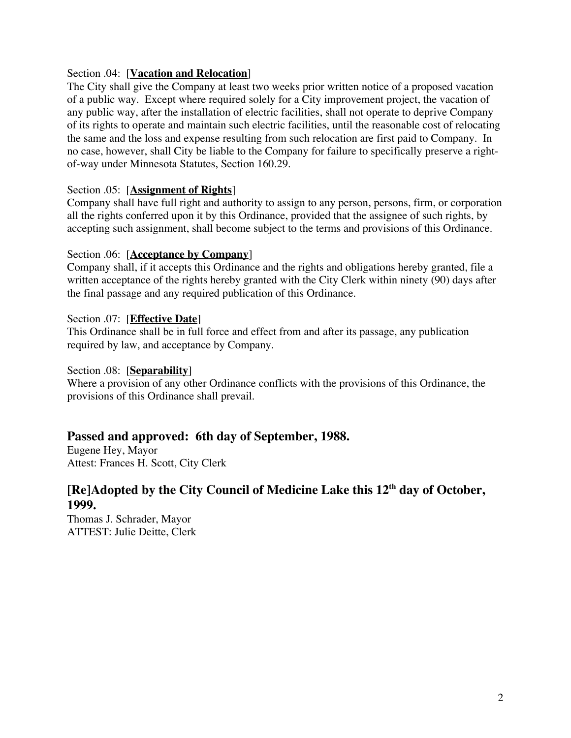Section .04: [**<u>Vacation and Relocation</u>**]
The City shall give the Company at least two weeks prior written notice of a proposed vacation of a public way. Except where required solely for a City improvement project, the vacation of any public way, after the installation of electric facilities, shall not operate to deprive Company of its rights to operate and maintain such electric facilities, until the reasonable cost of relocating the same and the loss and expense resulting from such relocation are first paid to Company. In no case, however, shall City be liable to the Company for failure to specifically preserve a right-of-way under Minnesota Statutes, Section 160.29.

Section .05: [**<u>Assignment of Rights</u>**]
Company shall have full right and authority to assign to any person, persons, firm, or corporation all the rights conferred upon it by this Ordinance, provided that the assignee of such rights, by accepting such assignment, shall become subject to the terms and provisions of this Ordinance.

Section .06: [**<u>Acceptance by Company</u>**]
Company shall, if it accepts this Ordinance and the rights and obligations hereby granted, file a written acceptance of the rights hereby granted with the City Clerk within ninety (90) days after the final passage and any required publication of this Ordinance.

Section .07: [**<u>Effective Date</u>**]
This Ordinance shall be in full force and effect from and after its passage, any publication required by law, and acceptance by Company.

Section .08: [**<u>Separability</u>**]
Where a provision of any other Ordinance conflicts with the provisions of this Ordinance, the provisions of this Ordinance shall prevail.

## Passed and approved: 6th day of September, 1988.

Eugene Hey, Mayor
Attest: Frances H. Scott, City Clerk

## [Re]Adopted by the City Council of Medicine Lake this 12th day of October, 1999.

Thomas J. Schrader, Mayor
ATTEST: Julie Deitte, Clerk